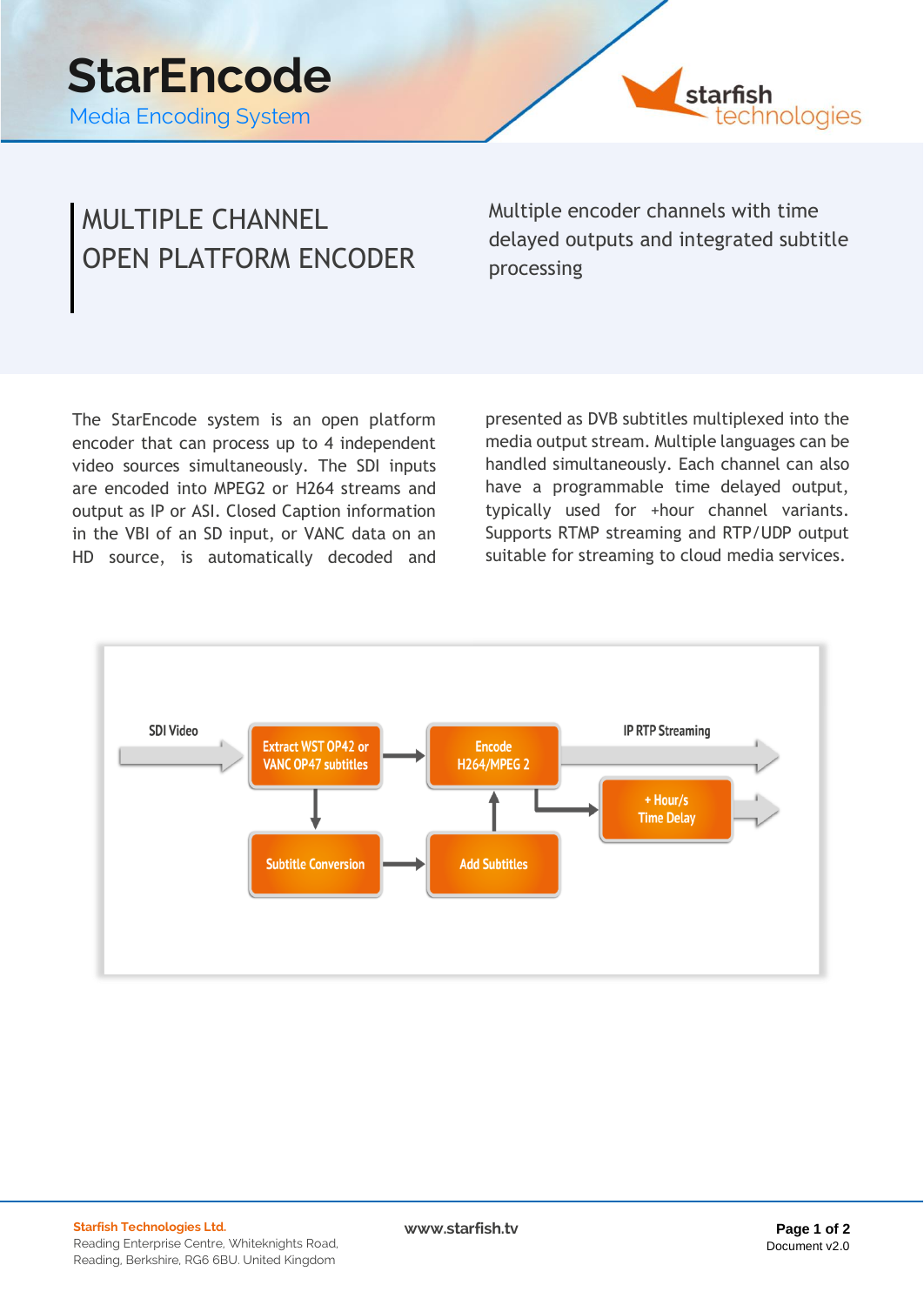# StarEncode

Media Encoding System

starfish technologies

## MULTIPLE CHANNEL OPEN PLATFORM ENCODER

Multiple encoder channels with time delayed outputs and integrated subtitle processing

The StarEncode system is an open platform encoder that can process up to 4 independent video sources simultaneously. The SDI inputs are encoded into MPEG2 or H264 streams and output as IP or ASI. Closed Caption information in the VBI of an SD input, or VANC data on an HD source, is automatically decoded and presented as DVB subtitles multiplexed into the media output stream. Multiple languages can be handled simultaneously. Each channel can also have a programmable time delayed output, typically used for +hour channel variants. Supports RTMP streaming and RTP/UDP output suitable for streaming to cloud media services.

SDI Video → Extract WST OP42 or VANC OP47 subtitles → Encode H264/MPEG 2 → IP RTP Streaming

Extract WST OP42 or VANC OP47 subtitles → Subtitle Conversion → Add Subtitles → Encode H264/MPEG 2

Encode H264/MPEG 2 → + Hour/s Time Delay →

**Starfish Technologies Ltd.**
Reading Enterprise Centre, Whiteknights Road, Reading, Berkshire, RG6 6BU. United Kingdom

www.starfish.tv

Document v2.0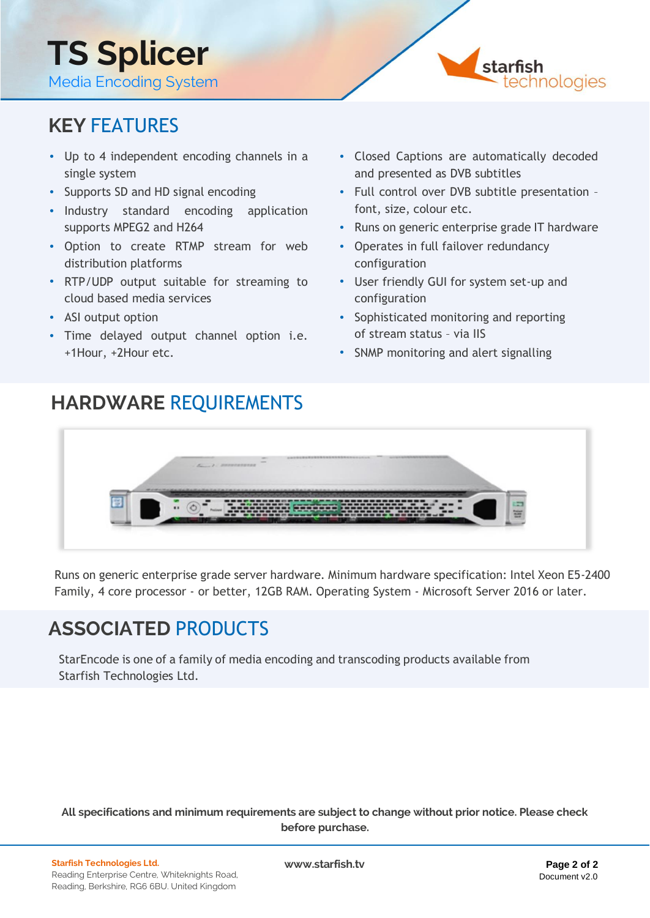# TS Splicer

Media Encoding System

starfish technologies

## KEY FEATURES

- Up to 4 independent encoding channels in a single system
- Supports SD and HD signal encoding
- Industry standard encoding application supports MPEG2 and H264
- Option to create RTMP stream for web distribution platforms
- RTP/UDP output suitable for streaming to cloud based media services
- ASI output option
- Time delayed output channel option i.e. +1Hour, +2Hour etc.
- Closed Captions are automatically decoded and presented as DVB subtitles
- Full control over DVB subtitle presentation – font, size, colour etc.
- Runs on generic enterprise grade IT hardware
- Operates in full failover redundancy configuration
- User friendly GUI for system set-up and configuration
- Sophisticated monitoring and reporting of stream status – via IIS
- SNMP monitoring and alert signalling

## HARDWARE REQUIREMENTS

Runs on generic enterprise grade server hardware. Minimum hardware specification: Intel Xeon E5-2400 Family, 4 core processor - or better, 12GB RAM. Operating System - Microsoft Server 2016 or later.

## ASSOCIATED PRODUCTS

StarEncode is one of a family of media encoding and transcoding products available from Starfish Technologies Ltd.

**All specifications and minimum requirements are subject to change without prior notice. Please check before purchase.**

**Starfish Technologies Ltd.**
Reading Enterprise Centre, Whiteknights Road, Reading, Berkshire, RG6 6BU. United Kingdom

**www.starfish.tv**

Document v2.0